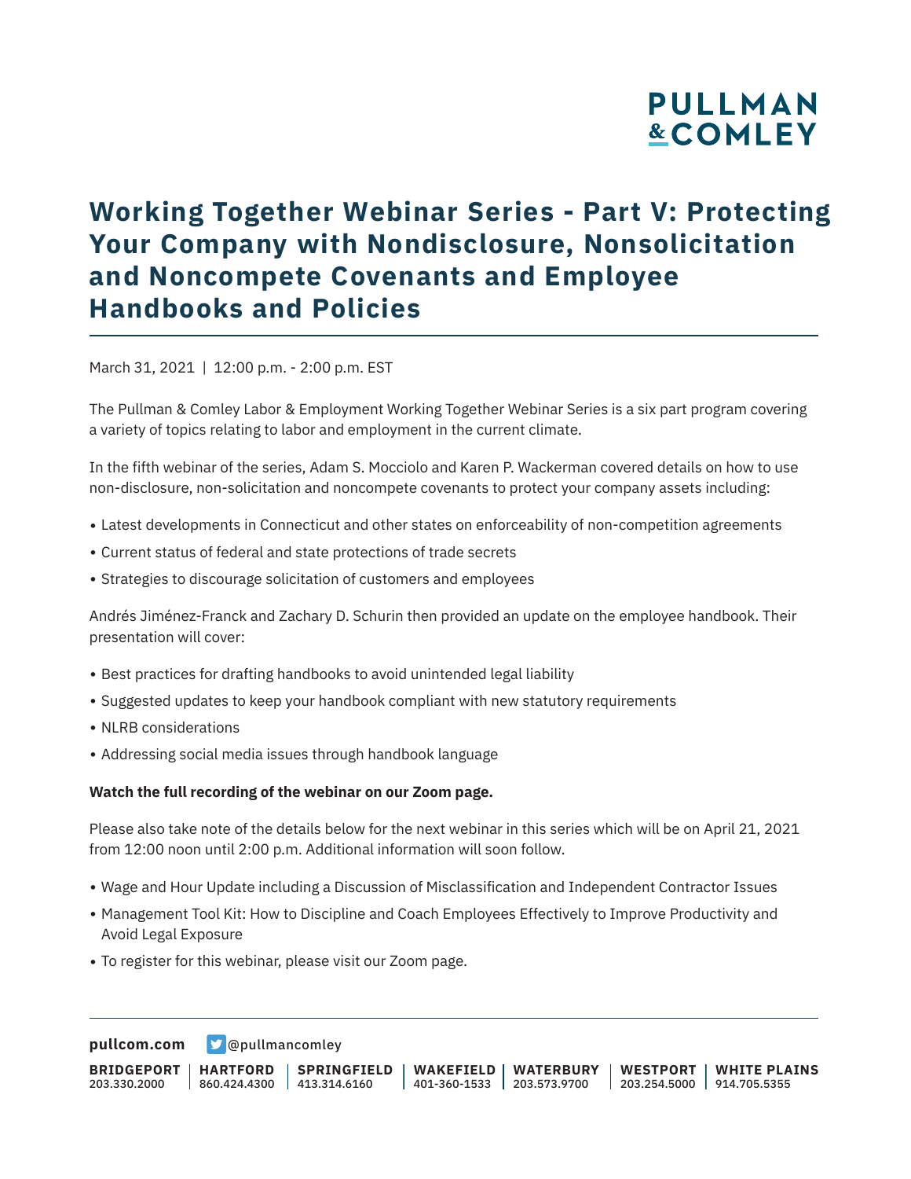# Working Together Webinar Series - Part V: Protecting Your Company with Nondisclosure, Nonsolicitation and Noncompete Covenants and Employee Handbooks and Policies

March 31, 2021 | 12:00 p.m. - 2:00 p.m. EST

The Pullman & Comley Labor & Employment Working Together Webinar Series is a six part program covering a variety of topics relating to labor and employment in the current climate.

In the fifth webinar of the series, Adam S. Mocciolo and Karen P. Wackerman covered details on how to use non-disclosure, non-solicitation and noncompete covenants to protect your company assets including:

- Latest developments in Connecticut and other states on enforceability of non-competition agreements
- Current status of federal and state protections of trade secrets
- Strategies to discourage solicitation of customers and employees

Andrés Jiménez-Franck and Zachary D. Schurin then provided an update on the employee handbook. Their presentation will cover:

- Best practices for drafting handbooks to avoid unintended legal liability
- Suggested updates to keep your handbook compliant with new statutory requirements
- NLRB considerations
- Addressing social media issues through handbook language

**Watch the full recording of the webinar on our Zoom page.**

Please also take note of the details below for the next webinar in this series which will be on April 21, 2021 from 12:00 noon until 2:00 p.m. Additional information will soon follow.

- Wage and Hour Update including a Discussion of Misclassification and Independent Contractor Issues
- Management Tool Kit: How to Discipline and Coach Employees Effectively to Improve Productivity and Avoid Legal Exposure
- To register for this webinar, please visit our Zoom page.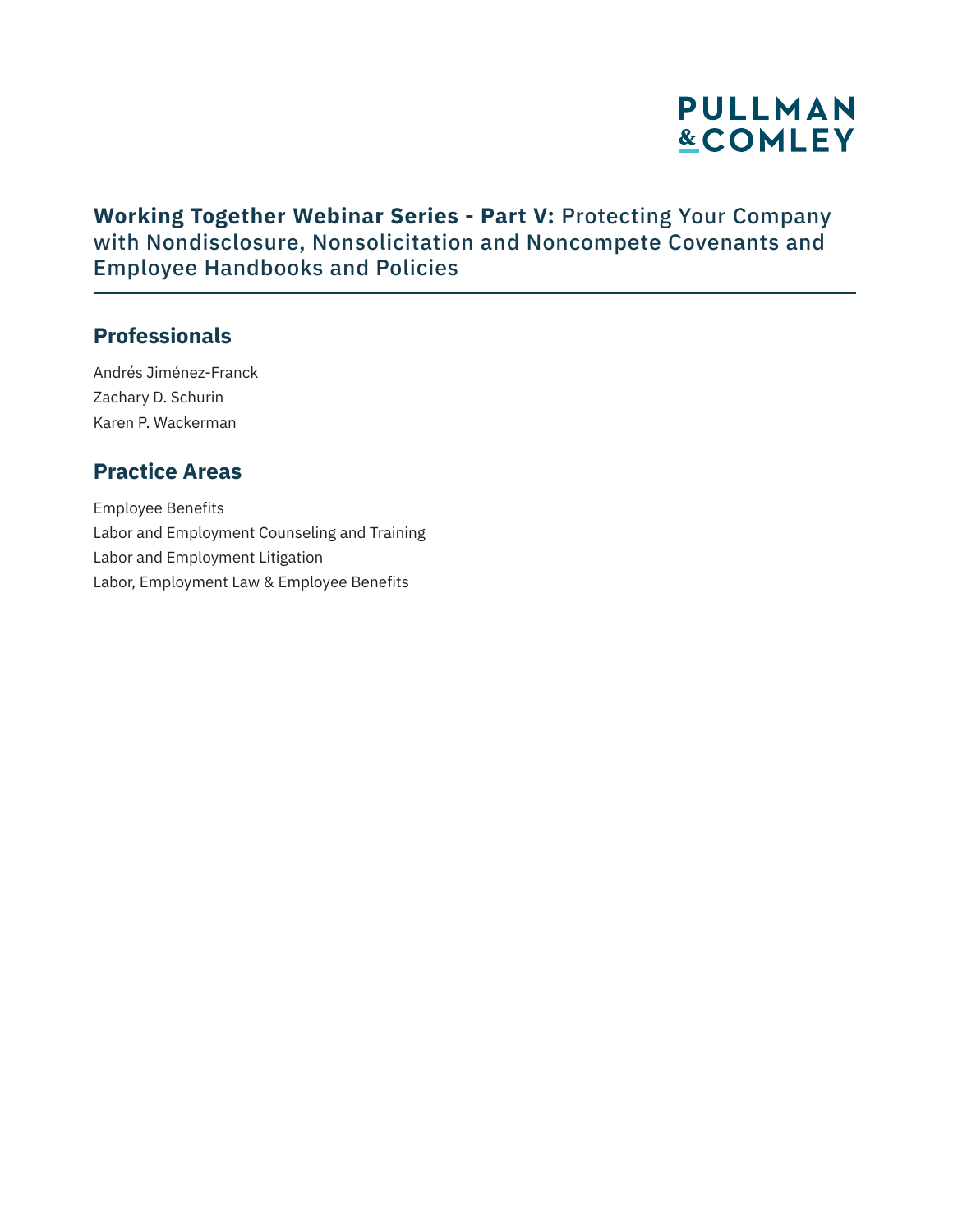PULLMAN & COMLEY

**Working Together Webinar Series - Part V:** Protecting Your Company with Nondisclosure, Nonsolicitation and Noncompete Covenants and Employee Handbooks and Policies

## Professionals

Andrés Jiménez-Franck
Zachary D. Schurin
Karen P. Wackerman

## Practice Areas

Employee Benefits
Labor and Employment Counseling and Training
Labor and Employment Litigation
Labor, Employment Law & Employee Benefits